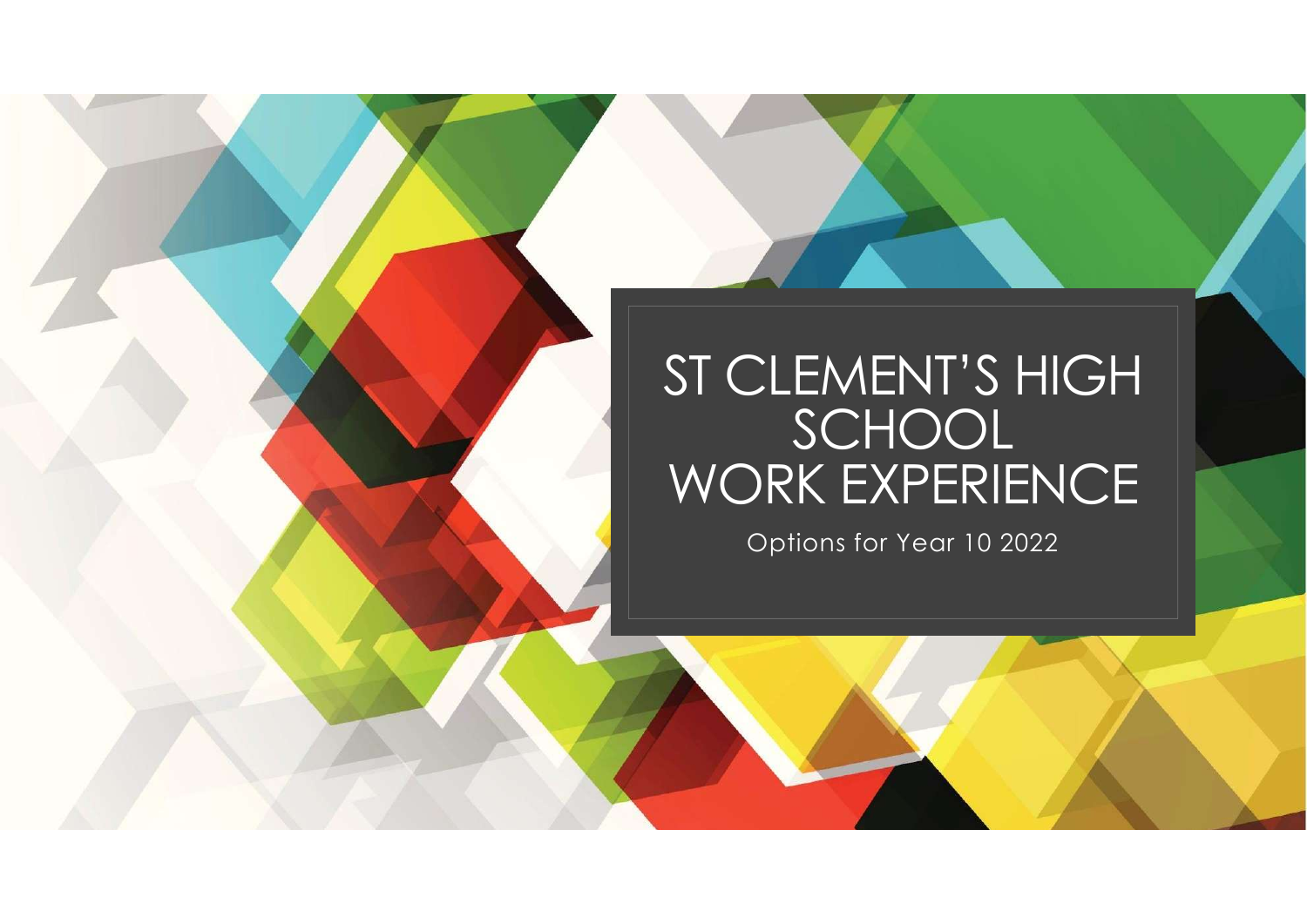# ST CLEMENT'S HIGH SCHOOL WORK EXPERIENCE

Options for Year 10 2022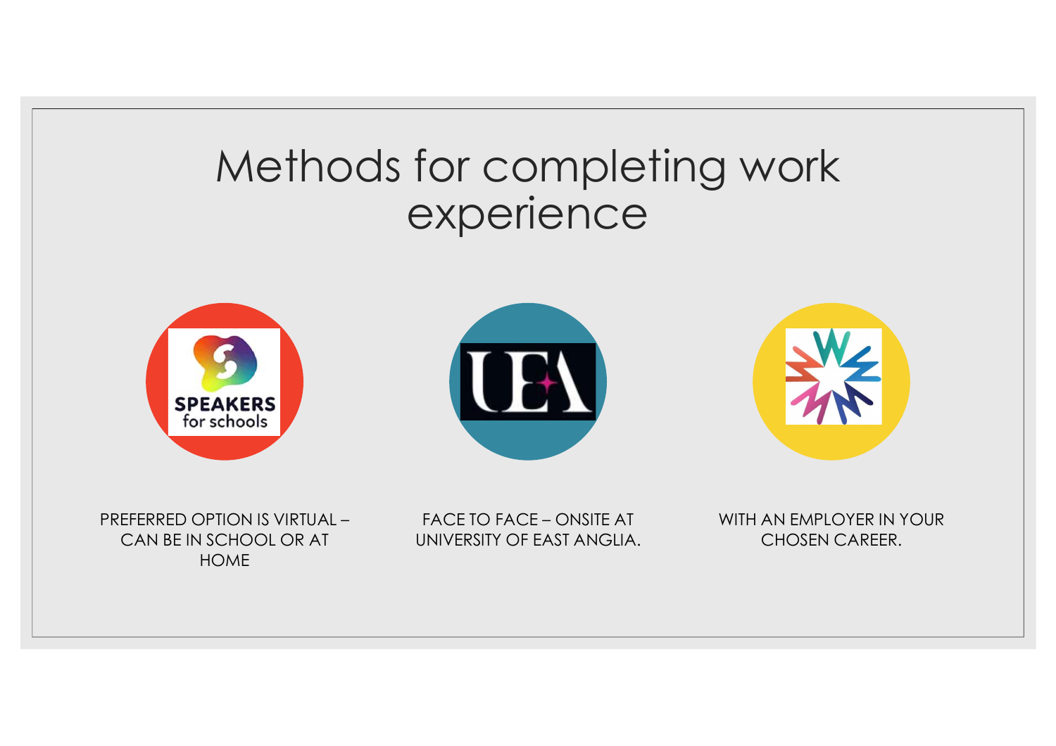# Methods for completing work experience

SPEAKERS for schools

PREFERRED OPTION IS VIRTUAL – CAN BE IN SCHOOL OR AT HOME

UEA

FACE TO FACE – ONSITE AT UNIVERSITY OF EAST ANGLIA.

WITH AN EMPLOYER IN YOUR CHOSEN CAREER.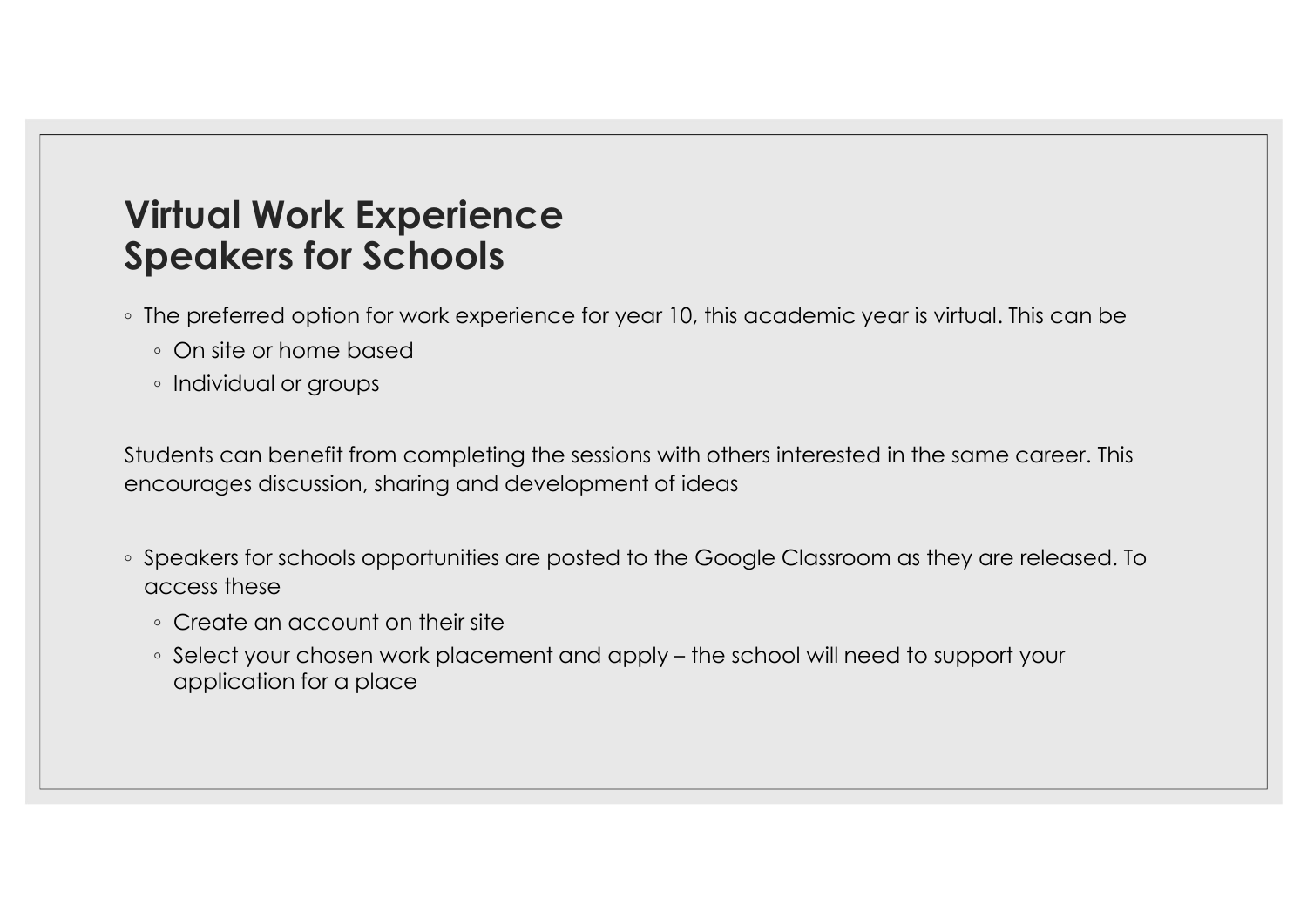# Virtual Work Experience
# Speakers for Schools

- The preferred option for work experience for year 10, this academic year is virtual. This can be
  - On site or home based
  - Individual or groups

Students can benefit from completing the sessions with others interested in the same career. This encourages discussion, sharing and development of ideas

- Speakers for schools opportunities are posted to the Google Classroom as they are released. To access these
  - Create an account on their site
  - Select your chosen work placement and apply – the school will need to support your application for a place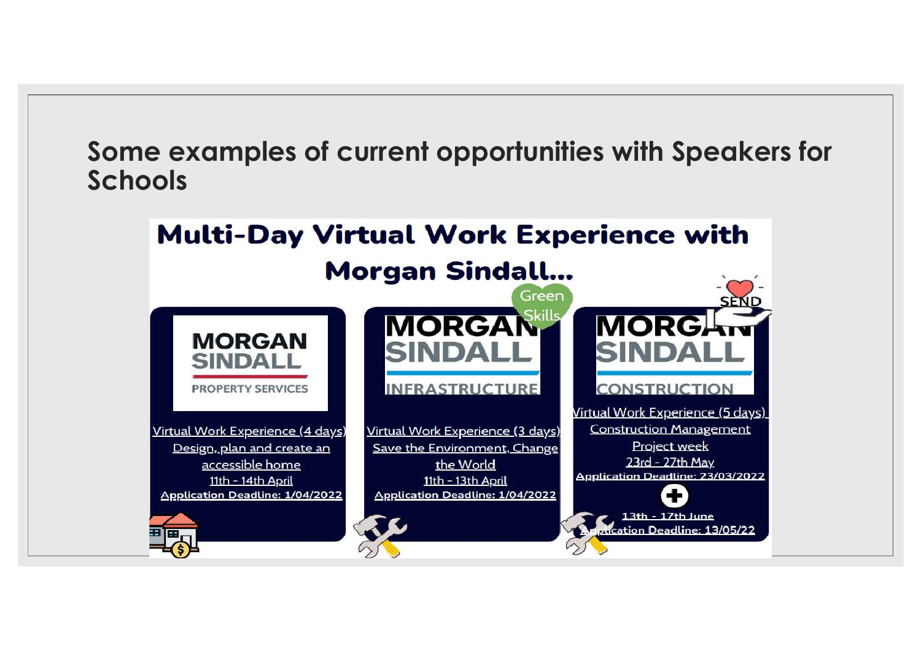# Some examples of current opportunities with Speakers for Schools

## Multi-Day Virtual Work Experience with Morgan Sindall...

**MORGAN SINDALL PROPERTY SERVICES**

Virtual Work Experience (4 days)
Design, plan and create an accessible home
11th - 14th April
Application Deadline: 1/04/2022

**MORGAN SINDALL INFRASTRUCTURE**

Green Skills

Virtual Work Experience (3 days)
Save the Environment, Change the World
11th - 13th April
Application Deadline: 1/04/2022

**MORGAN SINDALL CONSTRUCTION**

SEND

Virtual Work Experience (5 days)
Construction Management Project week
23rd - 27th May
Application Deadline: 23/03/2022

13th - 17th June
Application Deadline: 13/05/22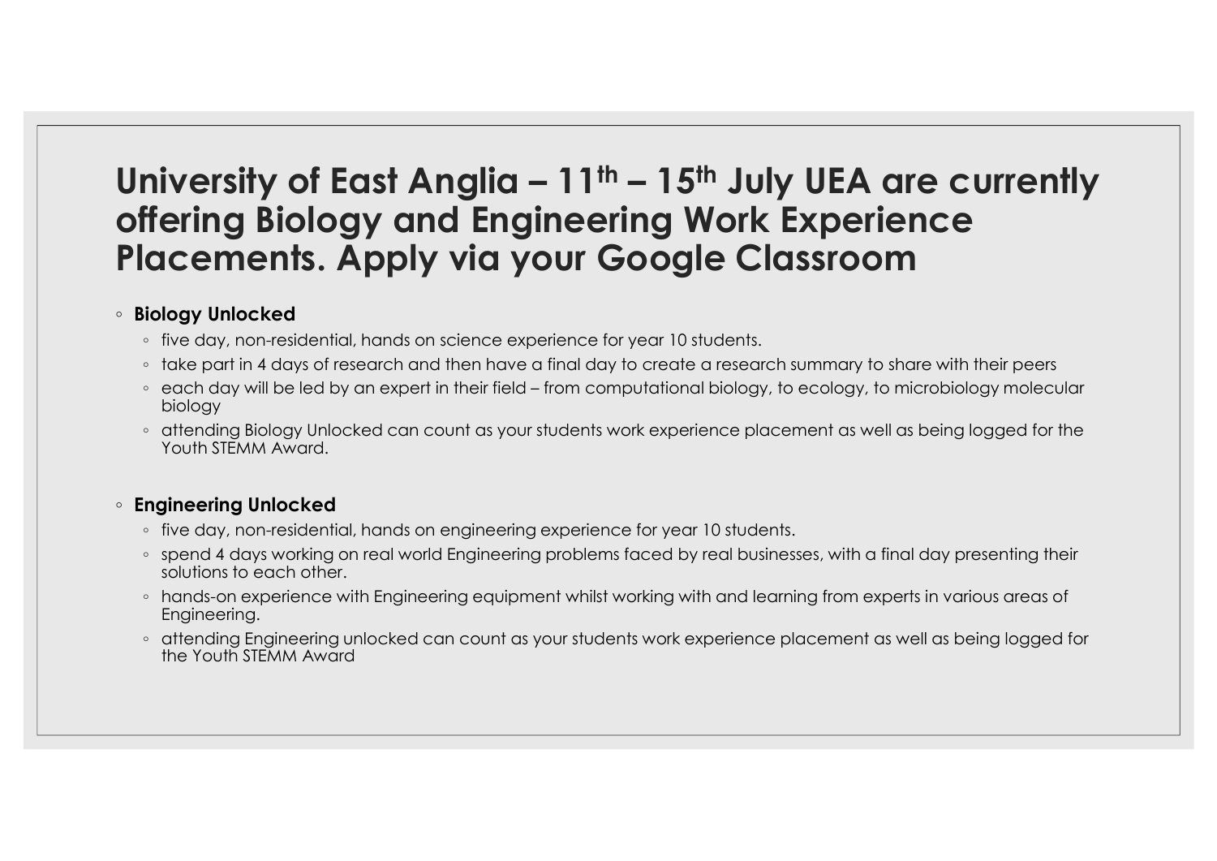# University of East Anglia – 11th – 15th July UEA are currently offering Biology and Engineering Work Experience Placements. Apply via your Google Classroom

- **Biology Unlocked**
  - five day, non-residential, hands on science experience for year 10 students.
  - take part in 4 days of research and then have a final day to create a research summary to share with their peers
  - each day will be led by an expert in their field – from computational biology, to ecology, to microbiology molecular biology
  - attending Biology Unlocked can count as your students work experience placement as well as being logged for the Youth STEMM Award.

- **Engineering Unlocked**
  - five day, non-residential, hands on engineering experience for year 10 students.
  - spend 4 days working on real world Engineering problems faced by real businesses, with a final day presenting their solutions to each other.
  - hands-on experience with Engineering equipment whilst working with and learning from experts in various areas of Engineering.
  - attending Engineering unlocked can count as your students work experience placement as well as being logged for the Youth STEMM Award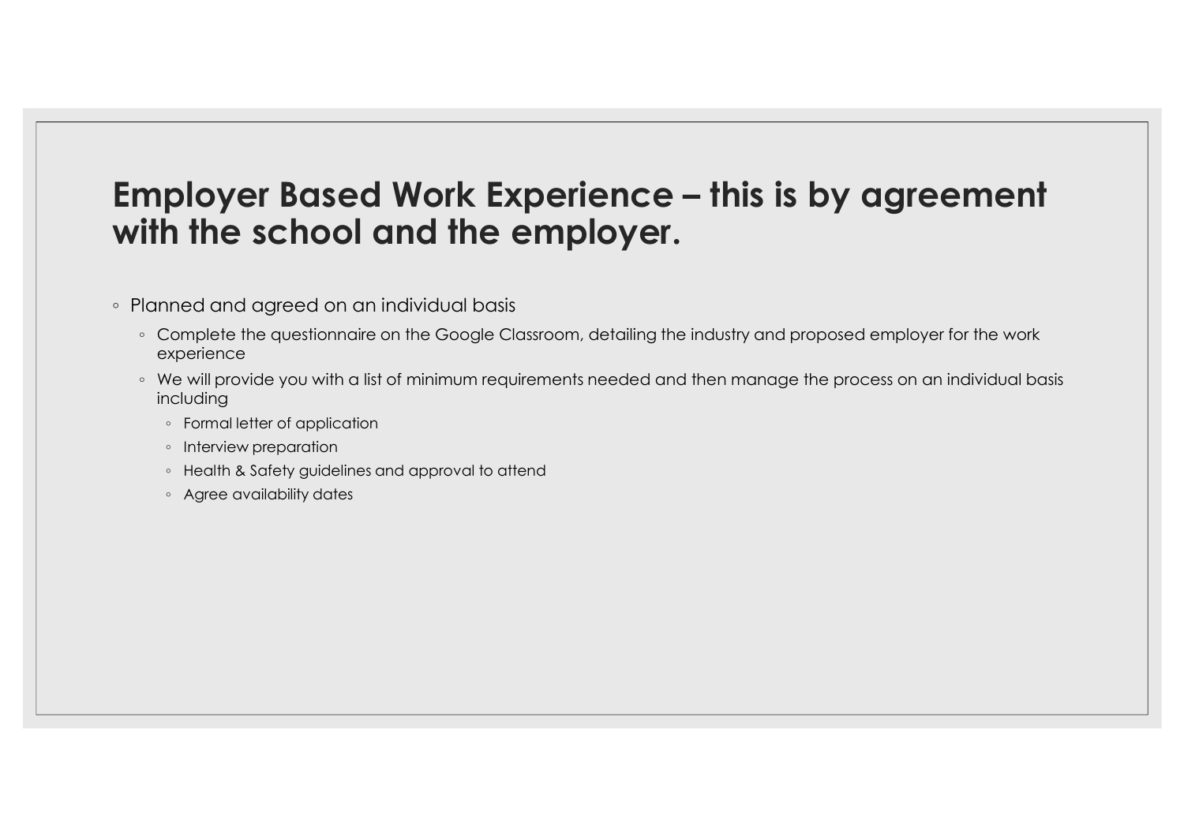# Employer Based Work Experience – this is by agreement with the school and the employer.

- Planned and agreed on an individual basis
  - Complete the questionnaire on the Google Classroom, detailing the industry and proposed employer for the work experience
  - We will provide you with a list of minimum requirements needed and then manage the process on an individual basis including
    - Formal letter of application
    - Interview preparation
    - Health & Safety guidelines and approval to attend
    - Agree availability dates